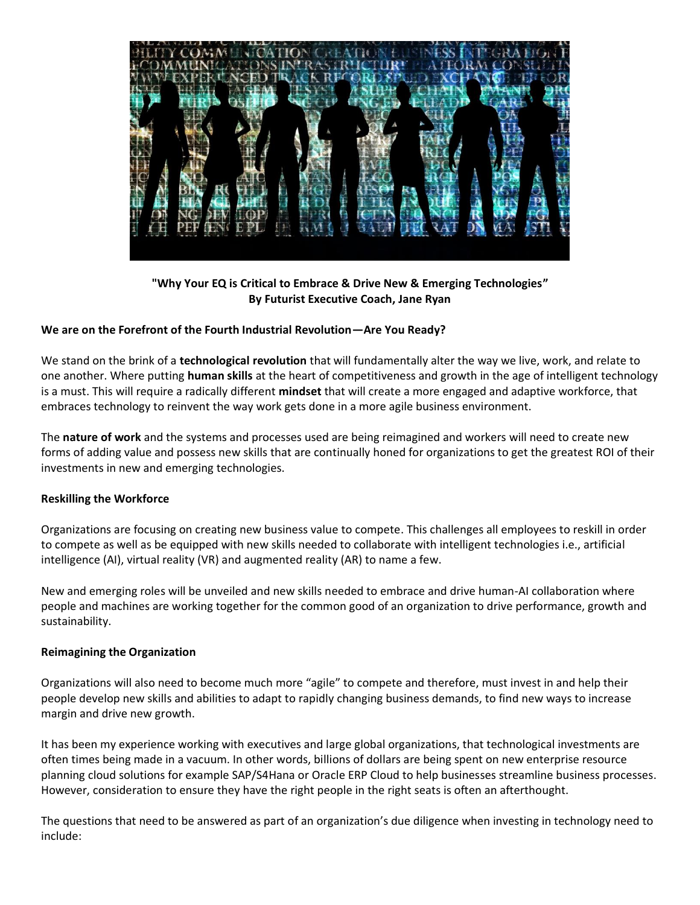**"Why Your EQ is Critical to Embrace & Drive New & Emerging Technologies"**
**By Futurist Executive Coach, Jane Ryan**

**We are on the Forefront of the Fourth Industrial Revolution—Are You Ready?**

We stand on the brink of a **technological revolution** that will fundamentally alter the way we live, work, and relate to one another. Where putting **human skills** at the heart of competitiveness and growth in the age of intelligent technology is a must. This will require a radically different **mindset** that will create a more engaged and adaptive workforce, that embraces technology to reinvent the way work gets done in a more agile business environment.

The **nature of work** and the systems and processes used are being reimagined and workers will need to create new forms of adding value and possess new skills that are continually honed for organizations to get the greatest ROI of their investments in new and emerging technologies.

**Reskilling the Workforce**

Organizations are focusing on creating new business value to compete. This challenges all employees to reskill in order to compete as well as be equipped with new skills needed to collaborate with intelligent technologies i.e., artificial intelligence (AI), virtual reality (VR) and augmented reality (AR) to name a few.

New and emerging roles will be unveiled and new skills needed to embrace and drive human-AI collaboration where people and machines are working together for the common good of an organization to drive performance, growth and sustainability.

**Reimagining the Organization**

Organizations will also need to become much more "agile" to compete and therefore, must invest in and help their people develop new skills and abilities to adapt to rapidly changing business demands, to find new ways to increase margin and drive new growth.

It has been my experience working with executives and large global organizations, that technological investments are often times being made in a vacuum. In other words, billions of dollars are being spent on new enterprise resource planning cloud solutions for example SAP/S4Hana or Oracle ERP Cloud to help businesses streamline business processes. However, consideration to ensure they have the right people in the right seats is often an afterthought.

The questions that need to be answered as part of an organization's due diligence when investing in technology need to include: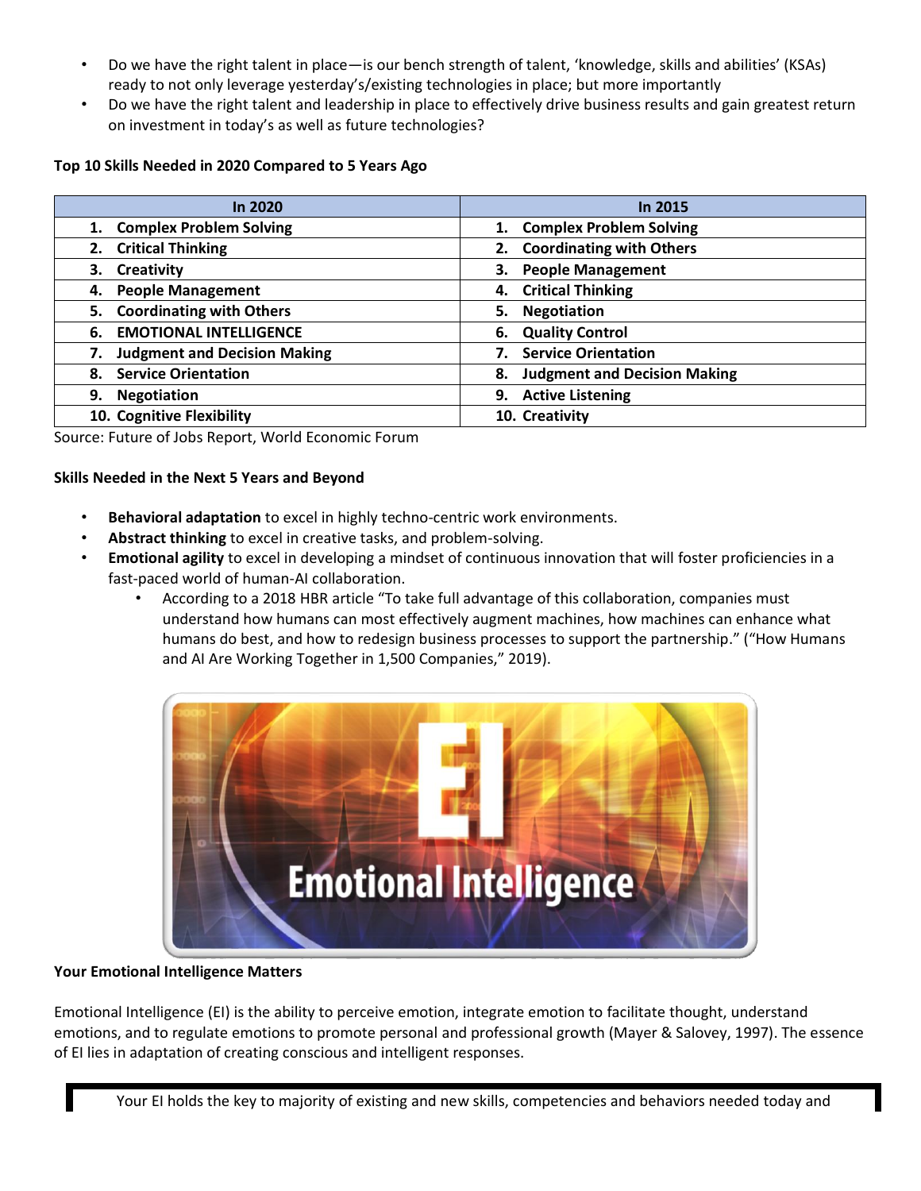- Do we have the right talent in place—is our bench strength of talent, 'knowledge, skills and abilities' (KSAs) ready to not only leverage yesterday's/existing technologies in place; but more importantly
- Do we have the right talent and leadership in place to effectively drive business results and gain greatest return on investment in today's as well as future technologies?

**Top 10 Skills Needed in 2020 Compared to 5 Years Ago**

| In 2020 | In 2015 |
|---|---|
| 1. **Complex Problem Solving** | 1. **Complex Problem Solving** |
| 2. **Critical Thinking** | 2. **Coordinating with Others** |
| 3. **Creativity** | 3. **People Management** |
| 4. **People Management** | 4. **Critical Thinking** |
| 5. **Coordinating with Others** | 5. **Negotiation** |
| 6. **EMOTIONAL INTELLIGENCE** | 6. **Quality Control** |
| 7. **Judgment and Decision Making** | 7. **Service Orientation** |
| 8. **Service Orientation** | 8. **Judgment and Decision Making** |
| 9. **Negotiation** | 9. **Active Listening** |
| 10. **Cognitive Flexibility** | 10. **Creativity** |

Source: Future of Jobs Report, World Economic Forum

**Skills Needed in the Next 5 Years and Beyond**

- **Behavioral adaptation** to excel in highly techno-centric work environments.
- **Abstract thinking** to excel in creative tasks, and problem-solving.
- **Emotional agility** to excel in developing a mindset of continuous innovation that will foster proficiencies in a fast-paced world of human-AI collaboration.
  - According to a 2018 HBR article "To take full advantage of this collaboration, companies must understand how humans can most effectively augment machines, how machines can enhance what humans do best, and how to redesign business processes to support the partnership." ("How Humans and AI Are Working Together in 1,500 Companies," 2019).

**Your Emotional Intelligence Matters**

Emotional Intelligence (EI) is the ability to perceive emotion, integrate emotion to facilitate thought, understand emotions, and to regulate emotions to promote personal and professional growth (Mayer & Salovey, 1997). The essence of EI lies in adaptation of creating conscious and intelligent responses.

Your EI holds the key to majority of existing and new skills, competencies and behaviors needed today and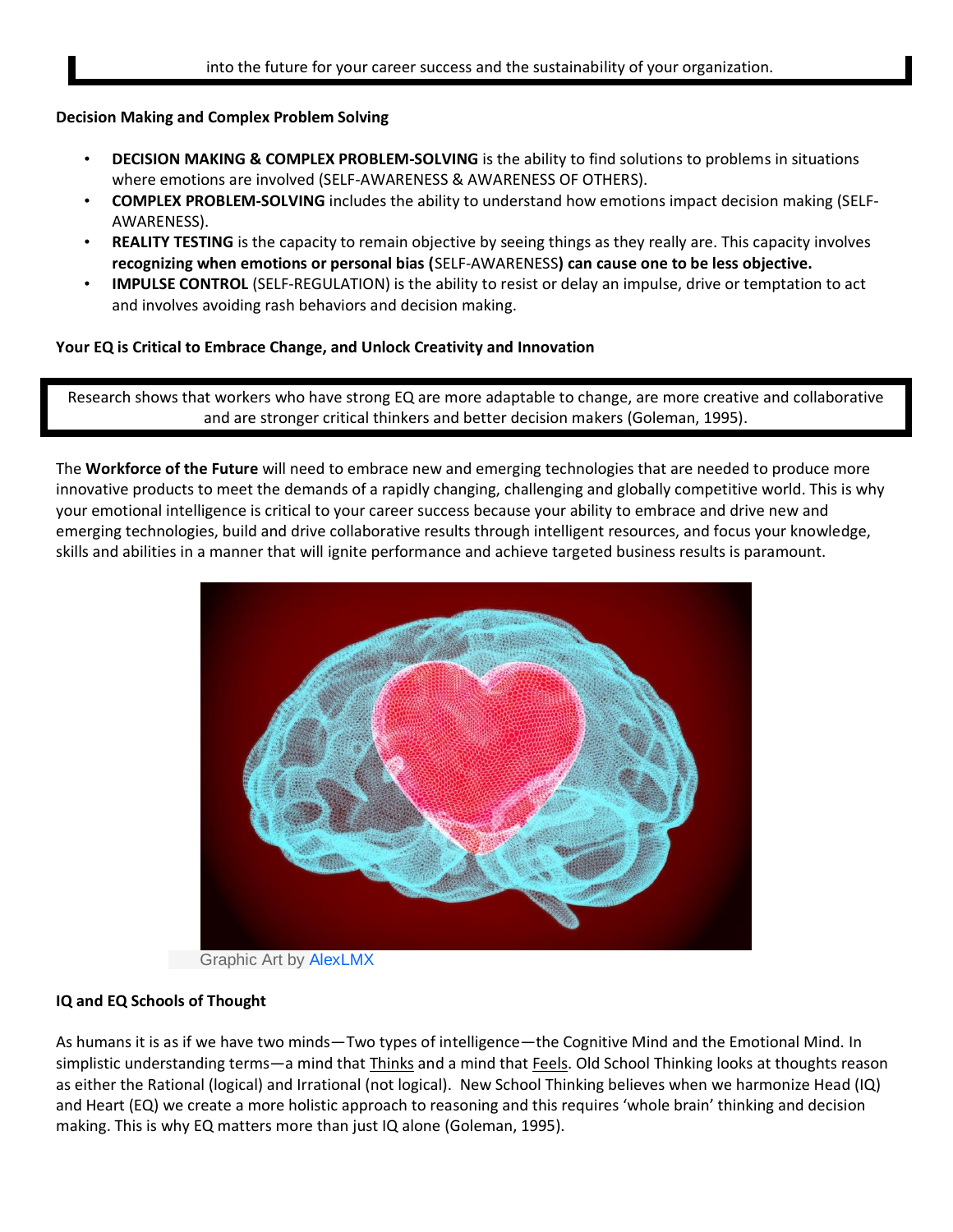into the future for your career success and the sustainability of your organization.

**Decision Making and Complex Problem Solving**

- **DECISION MAKING & COMPLEX PROBLEM-SOLVING** is the ability to find solutions to problems in situations where emotions are involved (SELF-AWARENESS & AWARENESS OF OTHERS).
- **COMPLEX PROBLEM-SOLVING** includes the ability to understand how emotions impact decision making (SELF-AWARENESS).
- **REALITY TESTING** is the capacity to remain objective by seeing things as they really are. This capacity involves **recognizing when emotions or personal bias (**SELF-AWARENESS**) can cause one to be less objective.**
- **IMPULSE CONTROL** (SELF-REGULATION) is the ability to resist or delay an impulse, drive or temptation to act and involves avoiding rash behaviors and decision making.

**Your EQ is Critical to Embrace Change, and Unlock Creativity and Innovation**

Research shows that workers who have strong EQ are more adaptable to change, are more creative and collaborative and are stronger critical thinkers and better decision makers (Goleman, 1995).

The **Workforce of the Future** will need to embrace new and emerging technologies that are needed to produce more innovative products to meet the demands of a rapidly changing, challenging and globally competitive world. This is why your emotional intelligence is critical to your career success because your ability to embrace and drive new and emerging technologies, build and drive collaborative results through intelligent resources, and focus your knowledge, skills and abilities in a manner that will ignite performance and achieve targeted business results is paramount.

Graphic Art by AlexLMX

**IQ and EQ Schools of Thought**

As humans it is as if we have two minds—Two types of intelligence—the Cognitive Mind and the Emotional Mind. In simplistic understanding terms—a mind that Thinks and a mind that Feels. Old School Thinking looks at thoughts reason as either the Rational (logical) and Irrational (not logical). New School Thinking believes when we harmonize Head (IQ) and Heart (EQ) we create a more holistic approach to reasoning and this requires 'whole brain' thinking and decision making. This is why EQ matters more than just IQ alone (Goleman, 1995).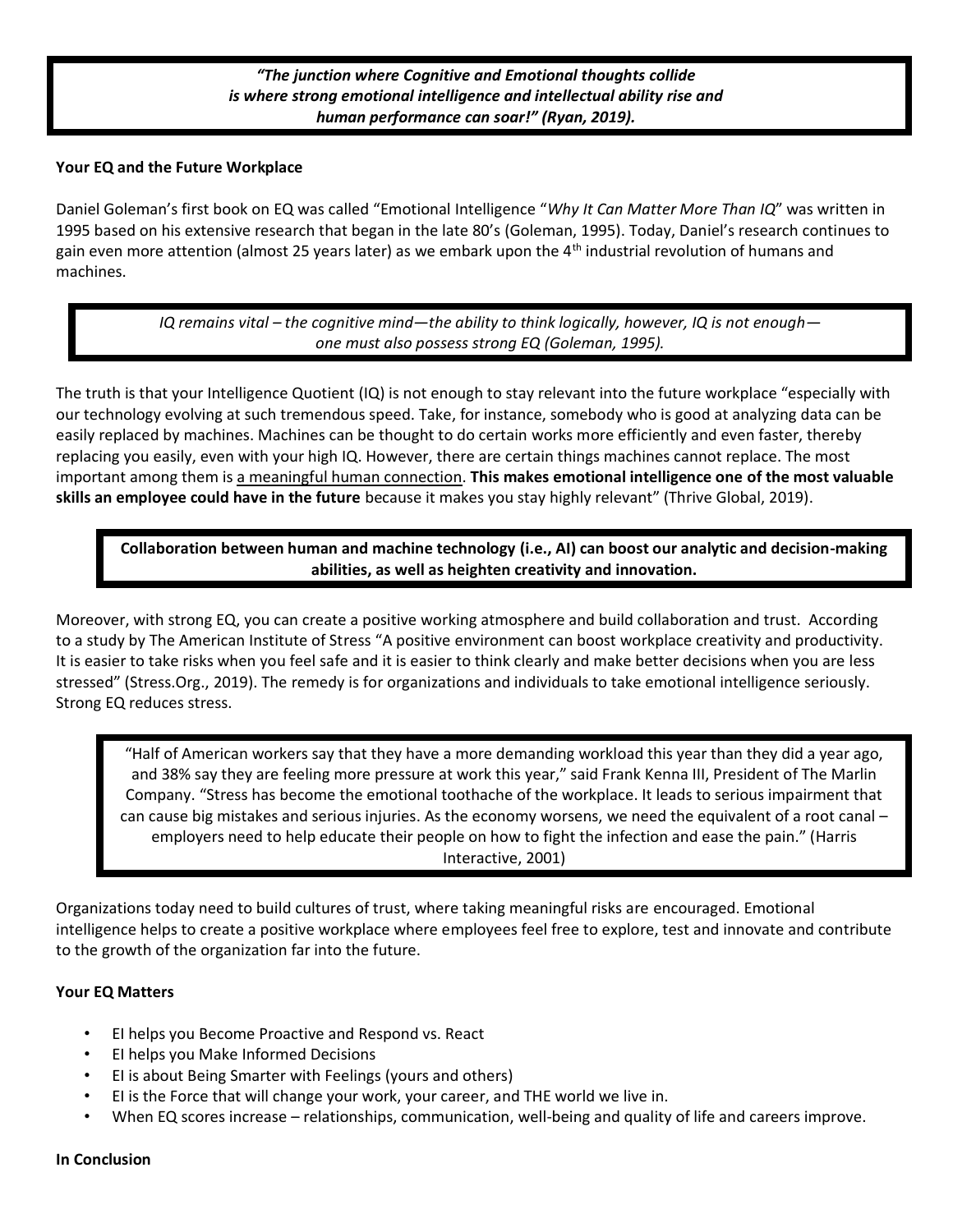> ***"The junction where Cognitive and Emotional thoughts collide is where strong emotional intelligence and intellectual ability rise and human performance can soar!" (Ryan, 2019).***

**Your EQ and the Future Workplace**

Daniel Goleman's first book on EQ was called "Emotional Intelligence "*Why It Can Matter More Than IQ*" was written in 1995 based on his extensive research that began in the late 80's (Goleman, 1995). Today, Daniel's research continues to gain even more attention (almost 25 years later) as we embark upon the 4th industrial revolution of humans and machines.

> *IQ remains vital – the cognitive mind—the ability to think logically, however, IQ is not enough—one must also possess strong EQ (Goleman, 1995).*

The truth is that your Intelligence Quotient (IQ) is not enough to stay relevant into the future workplace "especially with our technology evolving at such tremendous speed. Take, for instance, somebody who is good at analyzing data can be easily replaced by machines. Machines can be thought to do certain works more efficiently and even faster, thereby replacing you easily, even with your high IQ. However, there are certain things machines cannot replace. The most important among them is a meaningful human connection. **This makes emotional intelligence one of the most valuable skills an employee could have in the future** because it makes you stay highly relevant" (Thrive Global, 2019).

> **Collaboration between human and machine technology (i.e., AI) can boost our analytic and decision-making abilities, as well as heighten creativity and innovation.**

Moreover, with strong EQ, you can create a positive working atmosphere and build collaboration and trust. According to a study by The American Institute of Stress "A positive environment can boost workplace creativity and productivity. It is easier to take risks when you feel safe and it is easier to think clearly and make better decisions when you are less stressed" (Stress.Org., 2019). The remedy is for organizations and individuals to take emotional intelligence seriously. Strong EQ reduces stress.

> "Half of American workers say that they have a more demanding workload this year than they did a year ago, and 38% say they are feeling more pressure at work this year," said Frank Kenna III, President of The Marlin Company. "Stress has become the emotional toothache of the workplace. It leads to serious impairment that can cause big mistakes and serious injuries. As the economy worsens, we need the equivalent of a root canal – employers need to help educate their people on how to fight the infection and ease the pain." (Harris Interactive, 2001)

Organizations today need to build cultures of trust, where taking meaningful risks are encouraged. Emotional intelligence helps to create a positive workplace where employees feel free to explore, test and innovate and contribute to the growth of the organization far into the future.

**Your EQ Matters**

- EI helps you Become Proactive and Respond vs. React
- EI helps you Make Informed Decisions
- EI is about Being Smarter with Feelings (yours and others)
- EI is the Force that will change your work, your career, and THE world we live in.
- When EQ scores increase – relationships, communication, well-being and quality of life and careers improve.

**In Conclusion**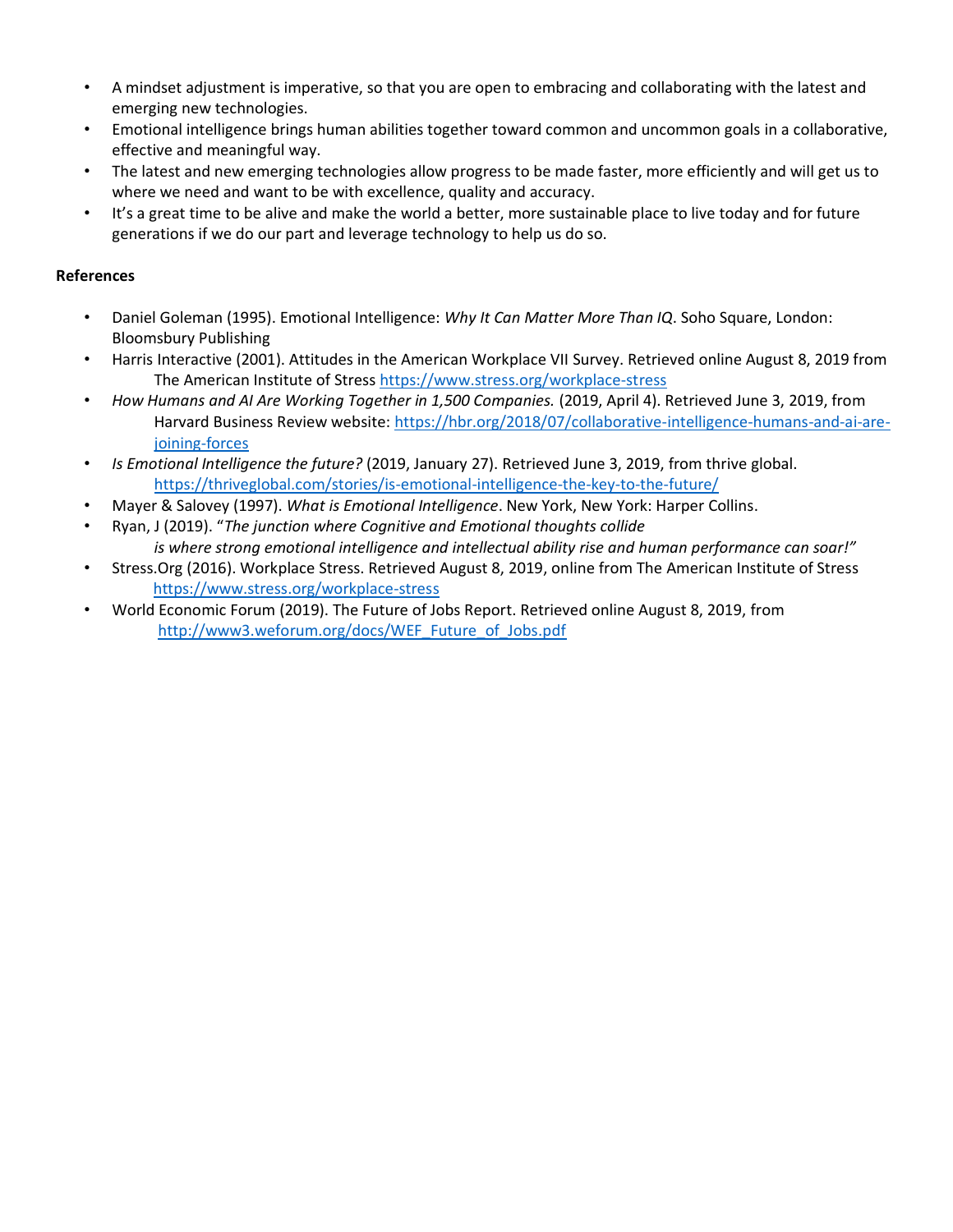- A mindset adjustment is imperative, so that you are open to embracing and collaborating with the latest and emerging new technologies.
- Emotional intelligence brings human abilities together toward common and uncommon goals in a collaborative, effective and meaningful way.
- The latest and new emerging technologies allow progress to be made faster, more efficiently and will get us to where we need and want to be with excellence, quality and accuracy.
- It's a great time to be alive and make the world a better, more sustainable place to live today and for future generations if we do our part and leverage technology to help us do so.

**References**

- Daniel Goleman (1995). Emotional Intelligence: *Why It Can Matter More Than IQ*. Soho Square, London: Bloomsbury Publishing
- Harris Interactive (2001). Attitudes in the American Workplace VII Survey. Retrieved online August 8, 2019 from The American Institute of Stress https://www.stress.org/workplace-stress
- *How Humans and AI Are Working Together in 1,500 Companies.* (2019, April 4). Retrieved June 3, 2019, from Harvard Business Review website: https://hbr.org/2018/07/collaborative-intelligence-humans-and-ai-are-joining-forces
- *Is Emotional Intelligence the future?* (2019, January 27). Retrieved June 3, 2019, from thrive global. https://thriveglobal.com/stories/is-emotional-intelligence-the-key-to-the-future/
- Mayer & Salovey (1997). *What is Emotional Intelligence*. New York, New York: Harper Collins.
- Ryan, J (2019). "*The junction where Cognitive and Emotional thoughts collide is where strong emotional intelligence and intellectual ability rise and human performance can soar!"*
- Stress.Org (2016). Workplace Stress. Retrieved August 8, 2019, online from The American Institute of Stress https://www.stress.org/workplace-stress
- World Economic Forum (2019). The Future of Jobs Report. Retrieved online August 8, 2019, from http://www3.weforum.org/docs/WEF_Future_of_Jobs.pdf